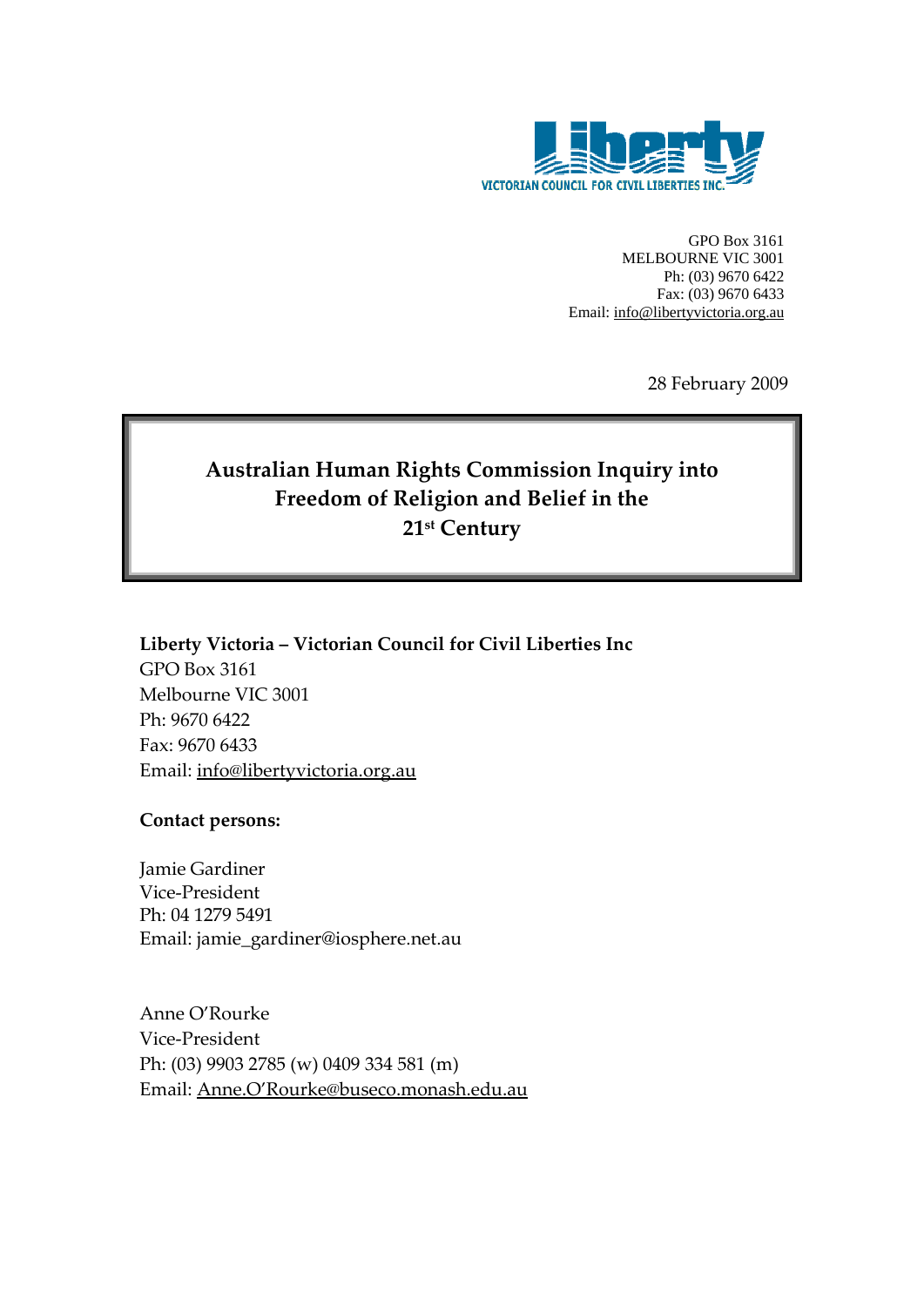Liberty

VICTORIAN COUNCIL FOR CIVIL LIBERTIES INC.

GPO Box 3161
MELBOURNE VIC 3001
Ph: (03) 9670 6422
Fax: (03) 9670 6433
Email: info@libertyvictoria.org.au

28 February 2009

# Australian Human Rights Commission Inquiry into Freedom of Religion and Belief in the 21st Century

**Liberty Victoria – Victorian Council for Civil Liberties Inc**
GPO Box 3161
Melbourne VIC 3001
Ph: 9670 6422
Fax: 9670 6433
Email: info@libertyvictoria.org.au

**Contact persons:**

Jamie Gardiner
Vice-President
Ph: 04 1279 5491
Email: jamie_gardiner@iosphere.net.au

Anne O'Rourke
Vice-President
Ph: (03) 9903 2785 (w) 0409 334 581 (m)
Email: Anne.O'Rourke@buseco.monash.edu.au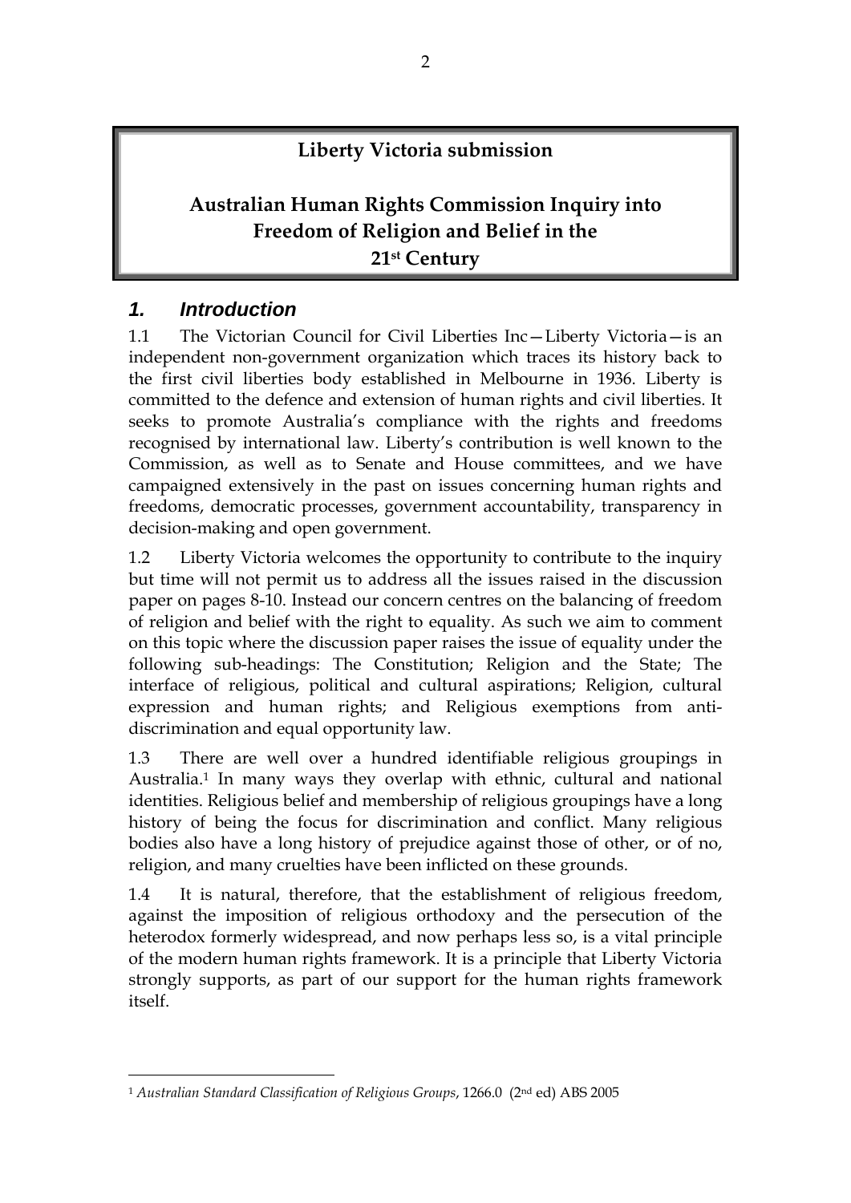**Liberty Victoria submission**

**Australian Human Rights Commission Inquiry into Freedom of Religion and Belief in the 21st Century**

## *1. Introduction*

1.1 The Victorian Council for Civil Liberties Inc—Liberty Victoria—is an independent non-government organization which traces its history back to the first civil liberties body established in Melbourne in 1936. Liberty is committed to the defence and extension of human rights and civil liberties. It seeks to promote Australia's compliance with the rights and freedoms recognised by international law. Liberty's contribution is well known to the Commission, as well as to Senate and House committees, and we have campaigned extensively in the past on issues concerning human rights and freedoms, democratic processes, government accountability, transparency in decision-making and open government.

1.2 Liberty Victoria welcomes the opportunity to contribute to the inquiry but time will not permit us to address all the issues raised in the discussion paper on pages 8-10. Instead our concern centres on the balancing of freedom of religion and belief with the right to equality. As such we aim to comment on this topic where the discussion paper raises the issue of equality under the following sub-headings: The Constitution; Religion and the State; The interface of religious, political and cultural aspirations; Religion, cultural expression and human rights; and Religious exemptions from anti-discrimination and equal opportunity law.

1.3 There are well over a hundred identifiable religious groupings in Australia.[1] In many ways they overlap with ethnic, cultural and national identities. Religious belief and membership of religious groupings have a long history of being the focus for discrimination and conflict. Many religious bodies also have a long history of prejudice against those of other, or of no, religion, and many cruelties have been inflicted on these grounds.

1.4 It is natural, therefore, that the establishment of religious freedom, against the imposition of religious orthodoxy and the persecution of the heterodox formerly widespread, and now perhaps less so, is a vital principle of the modern human rights framework. It is a principle that Liberty Victoria strongly supports, as part of our support for the human rights framework itself.

---

[1] *Australian Standard Classification of Religious Groups*, 1266.0 (2nd ed) ABS 2005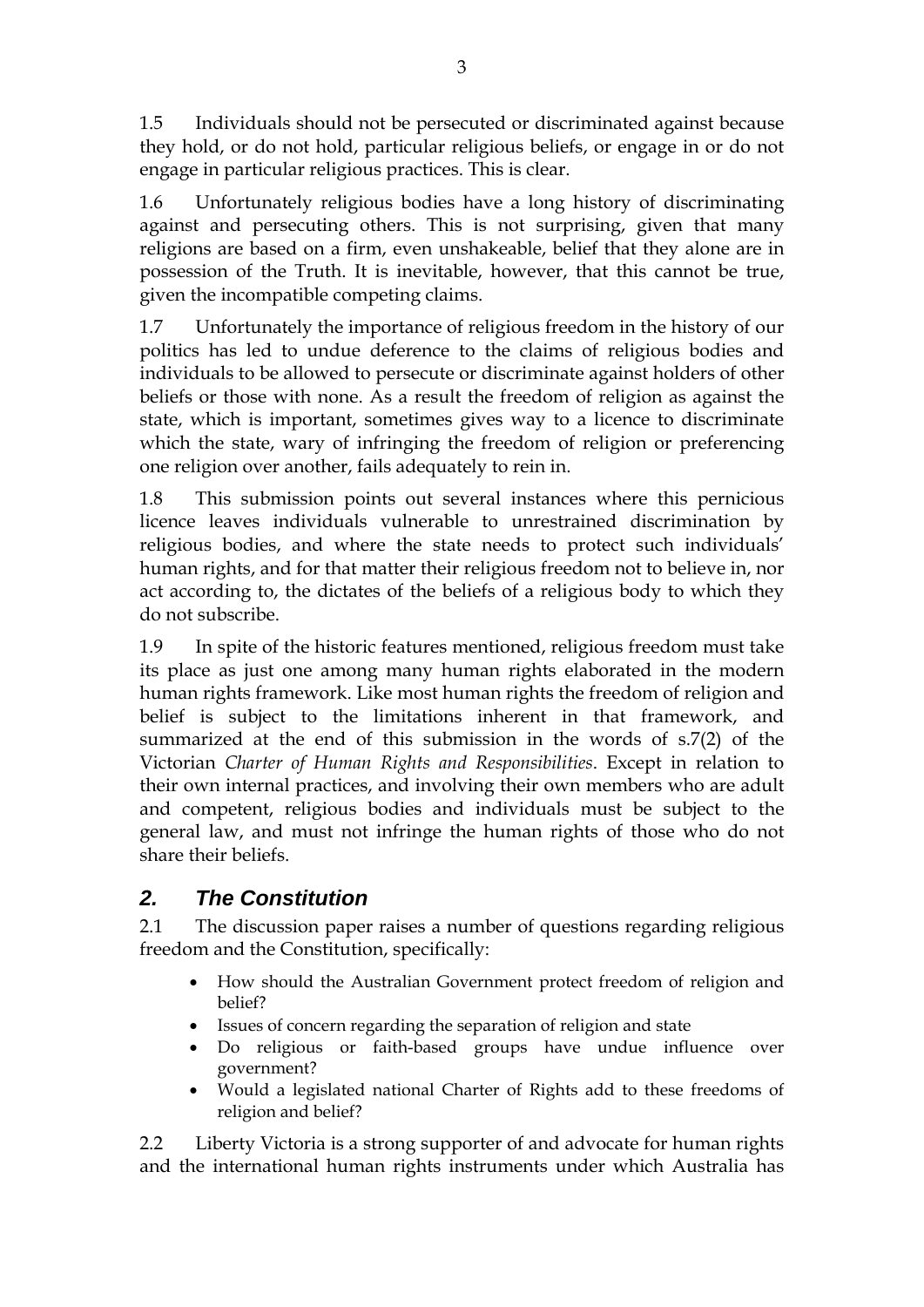1.5 Individuals should not be persecuted or discriminated against because they hold, or do not hold, particular religious beliefs, or engage in or do not engage in particular religious practices. This is clear.

1.6 Unfortunately religious bodies have a long history of discriminating against and persecuting others. This is not surprising, given that many religions are based on a firm, even unshakeable, belief that they alone are in possession of the Truth. It is inevitable, however, that this cannot be true, given the incompatible competing claims.

1.7 Unfortunately the importance of religious freedom in the history of our politics has led to undue deference to the claims of religious bodies and individuals to be allowed to persecute or discriminate against holders of other beliefs or those with none. As a result the freedom of religion as against the state, which is important, sometimes gives way to a licence to discriminate which the state, wary of infringing the freedom of religion or preferencing one religion over another, fails adequately to rein in.

1.8 This submission points out several instances where this pernicious licence leaves individuals vulnerable to unrestrained discrimination by religious bodies, and where the state needs to protect such individuals' human rights, and for that matter their religious freedom not to believe in, nor act according to, the dictates of the beliefs of a religious body to which they do not subscribe.

1.9 In spite of the historic features mentioned, religious freedom must take its place as just one among many human rights elaborated in the modern human rights framework. Like most human rights the freedom of religion and belief is subject to the limitations inherent in that framework, and summarized at the end of this submission in the words of s.7(2) of the Victorian *Charter of Human Rights and Responsibilities*. Except in relation to their own internal practices, and involving their own members who are adult and competent, religious bodies and individuals must be subject to the general law, and must not infringe the human rights of those who do not share their beliefs.

## *2. The Constitution*

2.1 The discussion paper raises a number of questions regarding religious freedom and the Constitution, specifically:

- How should the Australian Government protect freedom of religion and belief?
- Issues of concern regarding the separation of religion and state
- Do religious or faith-based groups have undue influence over government?
- Would a legislated national Charter of Rights add to these freedoms of religion and belief?

2.2 Liberty Victoria is a strong supporter of and advocate for human rights and the international human rights instruments under which Australia has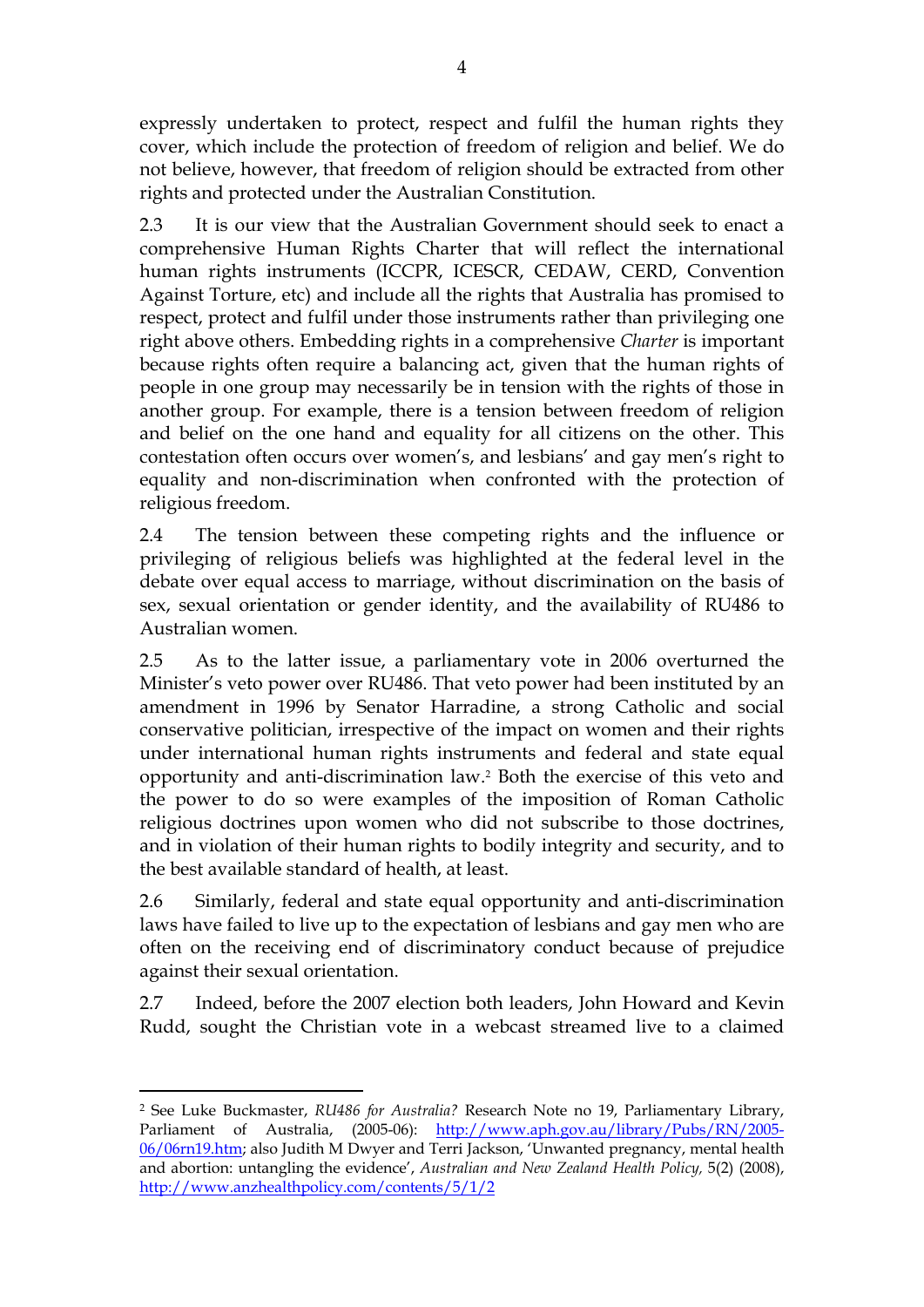expressly undertaken to protect, respect and fulfil the human rights they cover, which include the protection of freedom of religion and belief. We do not believe, however, that freedom of religion should be extracted from other rights and protected under the Australian Constitution.

2.3 It is our view that the Australian Government should seek to enact a comprehensive Human Rights Charter that will reflect the international human rights instruments (ICCPR, ICESCR, CEDAW, CERD, Convention Against Torture, etc) and include all the rights that Australia has promised to respect, protect and fulfil under those instruments rather than privileging one right above others. Embedding rights in a comprehensive *Charter* is important because rights often require a balancing act, given that the human rights of people in one group may necessarily be in tension with the rights of those in another group. For example, there is a tension between freedom of religion and belief on the one hand and equality for all citizens on the other. This contestation often occurs over women's, and lesbians' and gay men's right to equality and non-discrimination when confronted with the protection of religious freedom.

2.4 The tension between these competing rights and the influence or privileging of religious beliefs was highlighted at the federal level in the debate over equal access to marriage, without discrimination on the basis of sex, sexual orientation or gender identity, and the availability of RU486 to Australian women.

2.5 As to the latter issue, a parliamentary vote in 2006 overturned the Minister's veto power over RU486. That veto power had been instituted by an amendment in 1996 by Senator Harradine, a strong Catholic and social conservative politician, irrespective of the impact on women and their rights under international human rights instruments and federal and state equal opportunity and anti-discrimination law.[2] Both the exercise of this veto and the power to do so were examples of the imposition of Roman Catholic religious doctrines upon women who did not subscribe to those doctrines, and in violation of their human rights to bodily integrity and security, and to the best available standard of health, at least.

2.6 Similarly, federal and state equal opportunity and anti-discrimination laws have failed to live up to the expectation of lesbians and gay men who are often on the receiving end of discriminatory conduct because of prejudice against their sexual orientation.

2.7 Indeed, before the 2007 election both leaders, John Howard and Kevin Rudd, sought the Christian vote in a webcast streamed live to a claimed

---

[2] See Luke Buckmaster, *RU486 for Australia?* Research Note no 19, Parliamentary Library, Parliament of Australia, (2005-06): http://www.aph.gov.au/library/Pubs/RN/2005-06/06rn19.htm; also Judith M Dwyer and Terri Jackson, 'Unwanted pregnancy, mental health and abortion: untangling the evidence', *Australian and New Zealand Health Policy,* 5(2) (2008), http://www.anzhealthpolicy.com/contents/5/1/2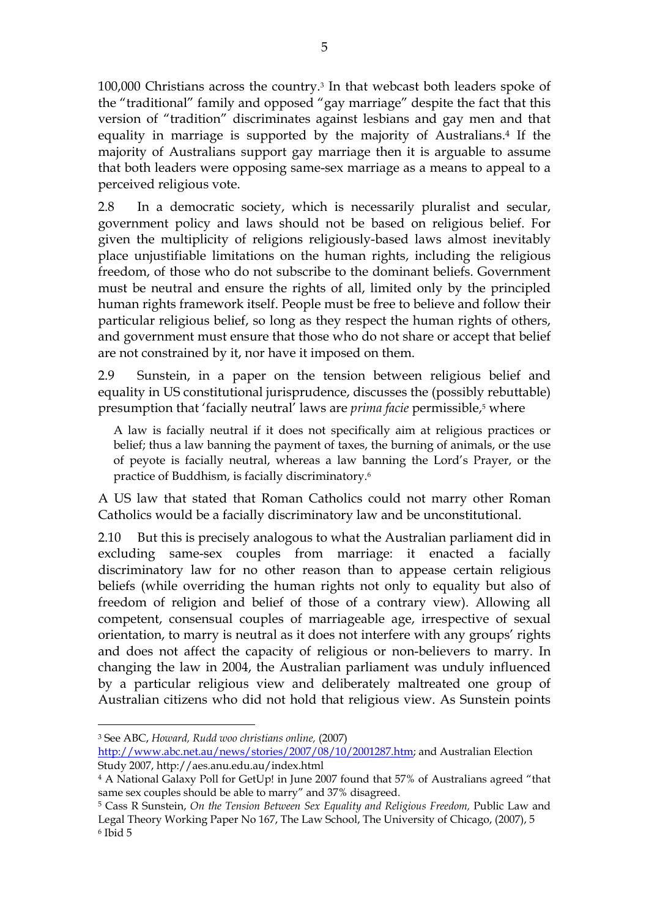100,000 Christians across the country.[3] In that webcast both leaders spoke of the "traditional" family and opposed "gay marriage" despite the fact that this version of "tradition" discriminates against lesbians and gay men and that equality in marriage is supported by the majority of Australians.[4] If the majority of Australians support gay marriage then it is arguable to assume that both leaders were opposing same-sex marriage as a means to appeal to a perceived religious vote.

2.8 In a democratic society, which is necessarily pluralist and secular, government policy and laws should not be based on religious belief. For given the multiplicity of religions religiously-based laws almost inevitably place unjustifiable limitations on the human rights, including the religious freedom, of those who do not subscribe to the dominant beliefs. Government must be neutral and ensure the rights of all, limited only by the principled human rights framework itself. People must be free to believe and follow their particular religious belief, so long as they respect the human rights of others, and government must ensure that those who do not share or accept that belief are not constrained by it, nor have it imposed on them.

2.9 Sunstein, in a paper on the tension between religious belief and equality in US constitutional jurisprudence, discusses the (possibly rebuttable) presumption that 'facially neutral' laws are *prima facie* permissible,[5] where

> A law is facially neutral if it does not specifically aim at religious practices or belief; thus a law banning the payment of taxes, the burning of animals, or the use of peyote is facially neutral, whereas a law banning the Lord's Prayer, or the practice of Buddhism, is facially discriminatory.[6]

A US law that stated that Roman Catholics could not marry other Roman Catholics would be a facially discriminatory law and be unconstitutional.

2.10 But this is precisely analogous to what the Australian parliament did in excluding same-sex couples from marriage: it enacted a facially discriminatory law for no other reason than to appease certain religious beliefs (while overriding the human rights not only to equality but also of freedom of religion and belief of those of a contrary view). Allowing all competent, consensual couples of marriageable age, irrespective of sexual orientation, to marry is neutral as it does not interfere with any groups' rights and does not affect the capacity of religious or non-believers to marry. In changing the law in 2004, the Australian parliament was unduly influenced by a particular religious view and deliberately maltreated one group of Australian citizens who did not hold that religious view. As Sunstein points

---

[3] See ABC, *Howard, Rudd woo christians online,* (2007) http://www.abc.net.au/news/stories/2007/08/10/2001287.htm; and Australian Election Study 2007, http://aes.anu.edu.au/index.html

[4] A National Galaxy Poll for GetUp! in June 2007 found that 57% of Australians agreed "that same sex couples should be able to marry" and 37% disagreed.

[5] Cass R Sunstein, *On the Tension Between Sex Equality and Religious Freedom,* Public Law and Legal Theory Working Paper No 167, The Law School, The University of Chicago, (2007), 5

[6] Ibid 5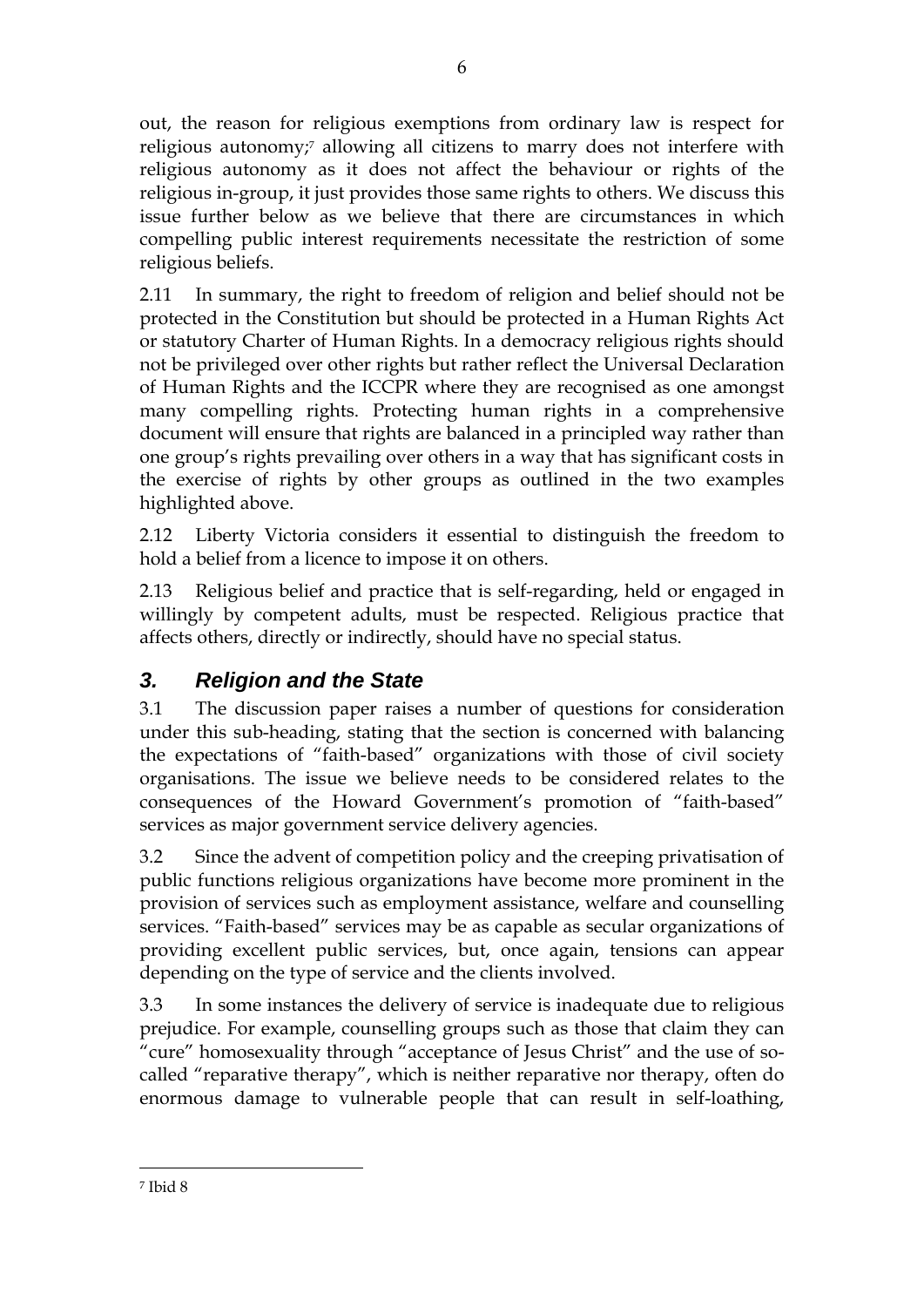out, the reason for religious exemptions from ordinary law is respect for religious autonomy;[7] allowing all citizens to marry does not interfere with religious autonomy as it does not affect the behaviour or rights of the religious in-group, it just provides those same rights to others. We discuss this issue further below as we believe that there are circumstances in which compelling public interest requirements necessitate the restriction of some religious beliefs.

2.11 In summary, the right to freedom of religion and belief should not be protected in the Constitution but should be protected in a Human Rights Act or statutory Charter of Human Rights. In a democracy religious rights should not be privileged over other rights but rather reflect the Universal Declaration of Human Rights and the ICCPR where they are recognised as one amongst many compelling rights. Protecting human rights in a comprehensive document will ensure that rights are balanced in a principled way rather than one group's rights prevailing over others in a way that has significant costs in the exercise of rights by other groups as outlined in the two examples highlighted above.

2.12 Liberty Victoria considers it essential to distinguish the freedom to hold a belief from a licence to impose it on others.

2.13 Religious belief and practice that is self-regarding, held or engaged in willingly by competent adults, must be respected. Religious practice that affects others, directly or indirectly, should have no special status.

## *3. Religion and the State*

3.1 The discussion paper raises a number of questions for consideration under this sub-heading, stating that the section is concerned with balancing the expectations of "faith-based" organizations with those of civil society organisations. The issue we believe needs to be considered relates to the consequences of the Howard Government's promotion of "faith-based" services as major government service delivery agencies.

3.2 Since the advent of competition policy and the creeping privatisation of public functions religious organizations have become more prominent in the provision of services such as employment assistance, welfare and counselling services. "Faith-based" services may be as capable as secular organizations of providing excellent public services, but, once again, tensions can appear depending on the type of service and the clients involved.

3.3 In some instances the delivery of service is inadequate due to religious prejudice. For example, counselling groups such as those that claim they can "cure" homosexuality through "acceptance of Jesus Christ" and the use of so-called "reparative therapy", which is neither reparative nor therapy, often do enormous damage to vulnerable people that can result in self-loathing,

---

[7] Ibid 8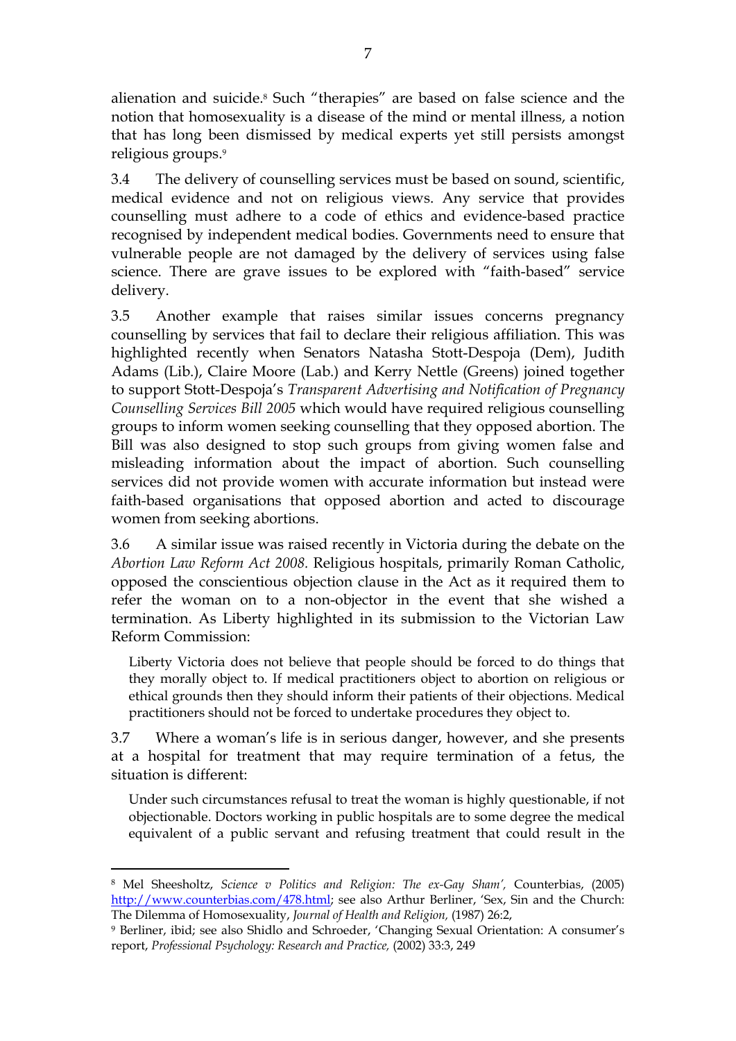alienation and suicide.[8] Such "therapies" are based on false science and the notion that homosexuality is a disease of the mind or mental illness, a notion that has long been dismissed by medical experts yet still persists amongst religious groups.[9]

3.4 The delivery of counselling services must be based on sound, scientific, medical evidence and not on religious views. Any service that provides counselling must adhere to a code of ethics and evidence-based practice recognised by independent medical bodies. Governments need to ensure that vulnerable people are not damaged by the delivery of services using false science. There are grave issues to be explored with "faith-based" service delivery.

3.5 Another example that raises similar issues concerns pregnancy counselling by services that fail to declare their religious affiliation. This was highlighted recently when Senators Natasha Stott-Despoja (Dem), Judith Adams (Lib.), Claire Moore (Lab.) and Kerry Nettle (Greens) joined together to support Stott-Despoja's *Transparent Advertising and Notification of Pregnancy Counselling Services Bill 2005* which would have required religious counselling groups to inform women seeking counselling that they opposed abortion. The Bill was also designed to stop such groups from giving women false and misleading information about the impact of abortion. Such counselling services did not provide women with accurate information but instead were faith-based organisations that opposed abortion and acted to discourage women from seeking abortions.

3.6 A similar issue was raised recently in Victoria during the debate on the *Abortion Law Reform Act 2008*. Religious hospitals, primarily Roman Catholic, opposed the conscientious objection clause in the Act as it required them to refer the woman on to a non-objector in the event that she wished a termination. As Liberty highlighted in its submission to the Victorian Law Reform Commission:

> Liberty Victoria does not believe that people should be forced to do things that they morally object to. If medical practitioners object to abortion on religious or ethical grounds then they should inform their patients of their objections. Medical practitioners should not be forced to undertake procedures they object to.

3.7 Where a woman's life is in serious danger, however, and she presents at a hospital for treatment that may require termination of a fetus, the situation is different:

> Under such circumstances refusal to treat the woman is highly questionable, if not objectionable. Doctors working in public hospitals are to some degree the medical equivalent of a public servant and refusing treatment that could result in the

---

[8] Mel Sheesholtz, *Science v Politics and Religion: The ex-Gay Sham',* Counterbias, (2005) http://www.counterbias.com/478.html; see also Arthur Berliner, 'Sex, Sin and the Church: The Dilemma of Homosexuality, *Journal of Health and Religion,* (1987) 26:2,

[9] Berliner, ibid; see also Shidlo and Schroeder, 'Changing Sexual Orientation: A consumer's report, *Professional Psychology: Research and Practice,* (2002) 33:3, 249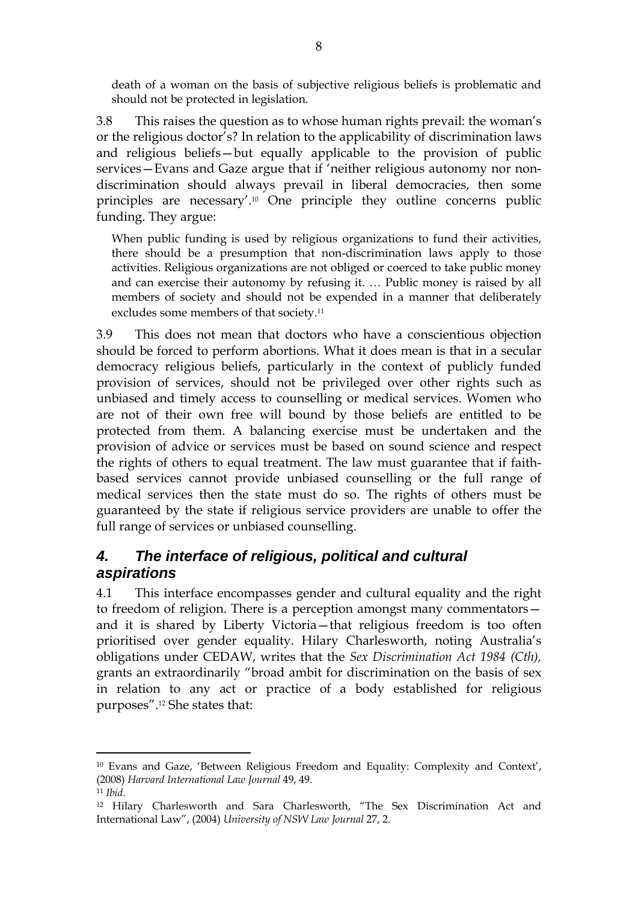death of a woman on the basis of subjective religious beliefs is problematic and should not be protected in legislation.

3.8 This raises the question as to whose human rights prevail: the woman's or the religious doctor's? In relation to the applicability of discrimination laws and religious beliefs—but equally applicable to the provision of public services—Evans and Gaze argue that if 'neither religious autonomy nor non-discrimination should always prevail in liberal democracies, then some principles are necessary'.[10] One principle they outline concerns public funding. They argue:

> When public funding is used by religious organizations to fund their activities, there should be a presumption that non-discrimination laws apply to those activities. Religious organizations are not obliged or coerced to take public money and can exercise their autonomy by refusing it. … Public money is raised by all members of society and should not be expended in a manner that deliberately excludes some members of that society.[11]

3.9 This does not mean that doctors who have a conscientious objection should be forced to perform abortions. What it does mean is that in a secular democracy religious beliefs, particularly in the context of publicly funded provision of services, should not be privileged over other rights such as unbiased and timely access to counselling or medical services. Women who are not of their own free will bound by those beliefs are entitled to be protected from them. A balancing exercise must be undertaken and the provision of advice or services must be based on sound science and respect the rights of others to equal treatment. The law must guarantee that if faith-based services cannot provide unbiased counselling or the full range of medical services then the state must do so. The rights of others must be guaranteed by the state if religious service providers are unable to offer the full range of services or unbiased counselling.

## *4. The interface of religious, political and cultural aspirations*

4.1 This interface encompasses gender and cultural equality and the right to freedom of religion. There is a perception amongst many commentators—and it is shared by Liberty Victoria—that religious freedom is too often prioritised over gender equality. Hilary Charlesworth, noting Australia's obligations under CEDAW, writes that the *Sex Discrimination Act 1984 (Cth),* grants an extraordinarily "broad ambit for discrimination on the basis of sex in relation to any act or practice of a body established for religious purposes".[12] She states that:

---

[10] Evans and Gaze, 'Between Religious Freedom and Equality: Complexity and Context', (2008) *Harvard International Law Journal* 49, 49.

[11] *Ibid*.

[12] Hilary Charlesworth and Sara Charlesworth, "The Sex Discrimination Act and International Law", (2004) *University of NSW Law Journal* 27, 2.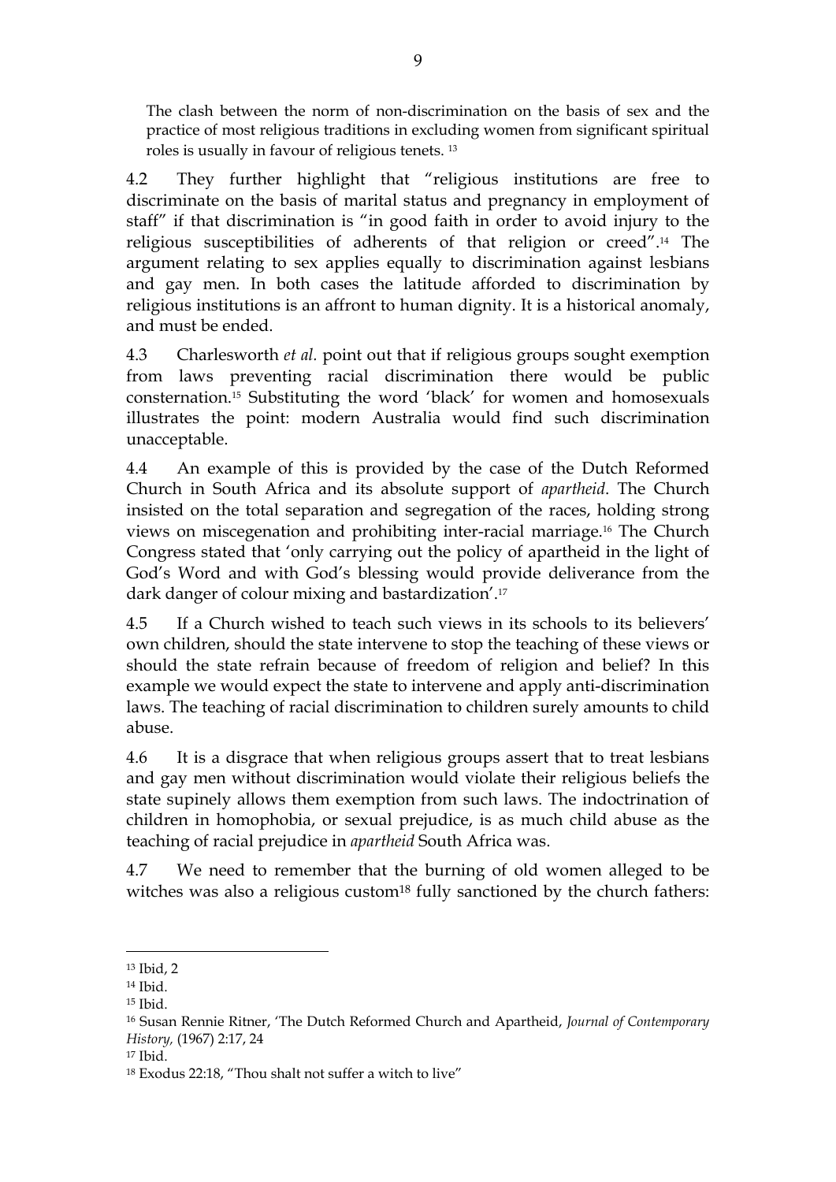> The clash between the norm of non-discrimination on the basis of sex and the practice of most religious traditions in excluding women from significant spiritual roles is usually in favour of religious tenets. [13]

4.2 They further highlight that "religious institutions are free to discriminate on the basis of marital status and pregnancy in employment of staff" if that discrimination is "in good faith in order to avoid injury to the religious susceptibilities of adherents of that religion or creed".[14] The argument relating to sex applies equally to discrimination against lesbians and gay men. In both cases the latitude afforded to discrimination by religious institutions is an affront to human dignity. It is a historical anomaly, and must be ended.

4.3 Charlesworth *et al.* point out that if religious groups sought exemption from laws preventing racial discrimination there would be public consternation.[15] Substituting the word 'black' for women and homosexuals illustrates the point: modern Australia would find such discrimination unacceptable.

4.4 An example of this is provided by the case of the Dutch Reformed Church in South Africa and its absolute support of *apartheid*. The Church insisted on the total separation and segregation of the races, holding strong views on miscegenation and prohibiting inter-racial marriage.[16] The Church Congress stated that 'only carrying out the policy of apartheid in the light of God's Word and with God's blessing would provide deliverance from the dark danger of colour mixing and bastardization'.[17]

4.5 If a Church wished to teach such views in its schools to its believers' own children, should the state intervene to stop the teaching of these views or should the state refrain because of freedom of religion and belief? In this example we would expect the state to intervene and apply anti-discrimination laws. The teaching of racial discrimination to children surely amounts to child abuse.

4.6 It is a disgrace that when religious groups assert that to treat lesbians and gay men without discrimination would violate their religious beliefs the state supinely allows them exemption from such laws. The indoctrination of children in homophobia, or sexual prejudice, is as much child abuse as the teaching of racial prejudice in *apartheid* South Africa was.

4.7 We need to remember that the burning of old women alleged to be witches was also a religious custom[18] fully sanctioned by the church fathers:

---

[13] Ibid, 2

[14] Ibid.

[15] Ibid.

[16] Susan Rennie Ritner, 'The Dutch Reformed Church and Apartheid, *Journal of Contemporary History,* (1967) 2:17, 24

[17] Ibid.

[18] Exodus 22:18, "Thou shalt not suffer a witch to live"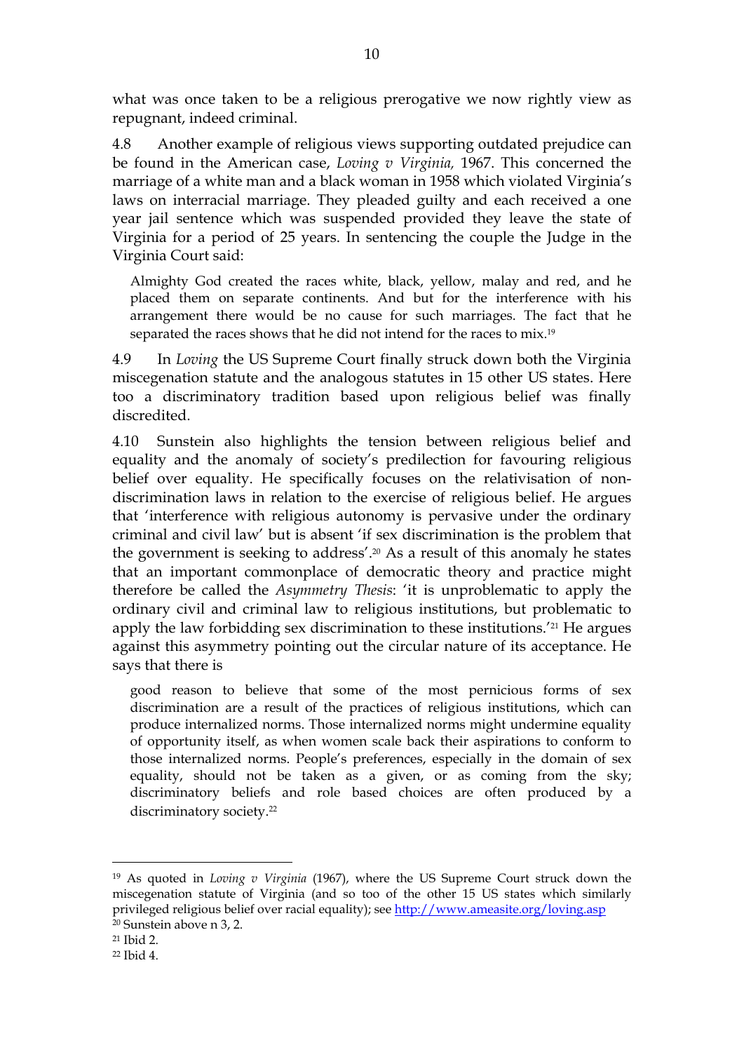what was once taken to be a religious prerogative we now rightly view as repugnant, indeed criminal.

4.8 Another example of religious views supporting outdated prejudice can be found in the American case, *Loving v Virginia,* 1967. This concerned the marriage of a white man and a black woman in 1958 which violated Virginia's laws on interracial marriage. They pleaded guilty and each received a one year jail sentence which was suspended provided they leave the state of Virginia for a period of 25 years. In sentencing the couple the Judge in the Virginia Court said:

> Almighty God created the races white, black, yellow, malay and red, and he placed them on separate continents. And but for the interference with his arrangement there would be no cause for such marriages. The fact that he separated the races shows that he did not intend for the races to mix.[19]

4.9 In *Loving* the US Supreme Court finally struck down both the Virginia miscegenation statute and the analogous statutes in 15 other US states. Here too a discriminatory tradition based upon religious belief was finally discredited.

4.10 Sunstein also highlights the tension between religious belief and equality and the anomaly of society's predilection for favouring religious belief over equality. He specifically focuses on the relativisation of non-discrimination laws in relation to the exercise of religious belief. He argues that 'interference with religious autonomy is pervasive under the ordinary criminal and civil law' but is absent 'if sex discrimination is the problem that the government is seeking to address'.[20] As a result of this anomaly he states that an important commonplace of democratic theory and practice might therefore be called the *Asymmetry Thesis*: 'it is unproblematic to apply the ordinary civil and criminal law to religious institutions, but problematic to apply the law forbidding sex discrimination to these institutions.'[21] He argues against this asymmetry pointing out the circular nature of its acceptance. He says that there is

> good reason to believe that some of the most pernicious forms of sex discrimination are a result of the practices of religious institutions, which can produce internalized norms. Those internalized norms might undermine equality of opportunity itself, as when women scale back their aspirations to conform to those internalized norms. People's preferences, especially in the domain of sex equality, should not be taken as a given, or as coming from the sky; discriminatory beliefs and role based choices are often produced by a discriminatory society.[22]

---

[19] As quoted in *Loving v Virginia* (1967), where the US Supreme Court struck down the miscegenation statute of Virginia (and so too of the other 15 US states which similarly privileged religious belief over racial equality); see http://www.ameasite.org/loving.asp

[20] Sunstein above n 3, 2.

[21] Ibid 2.

[22] Ibid 4.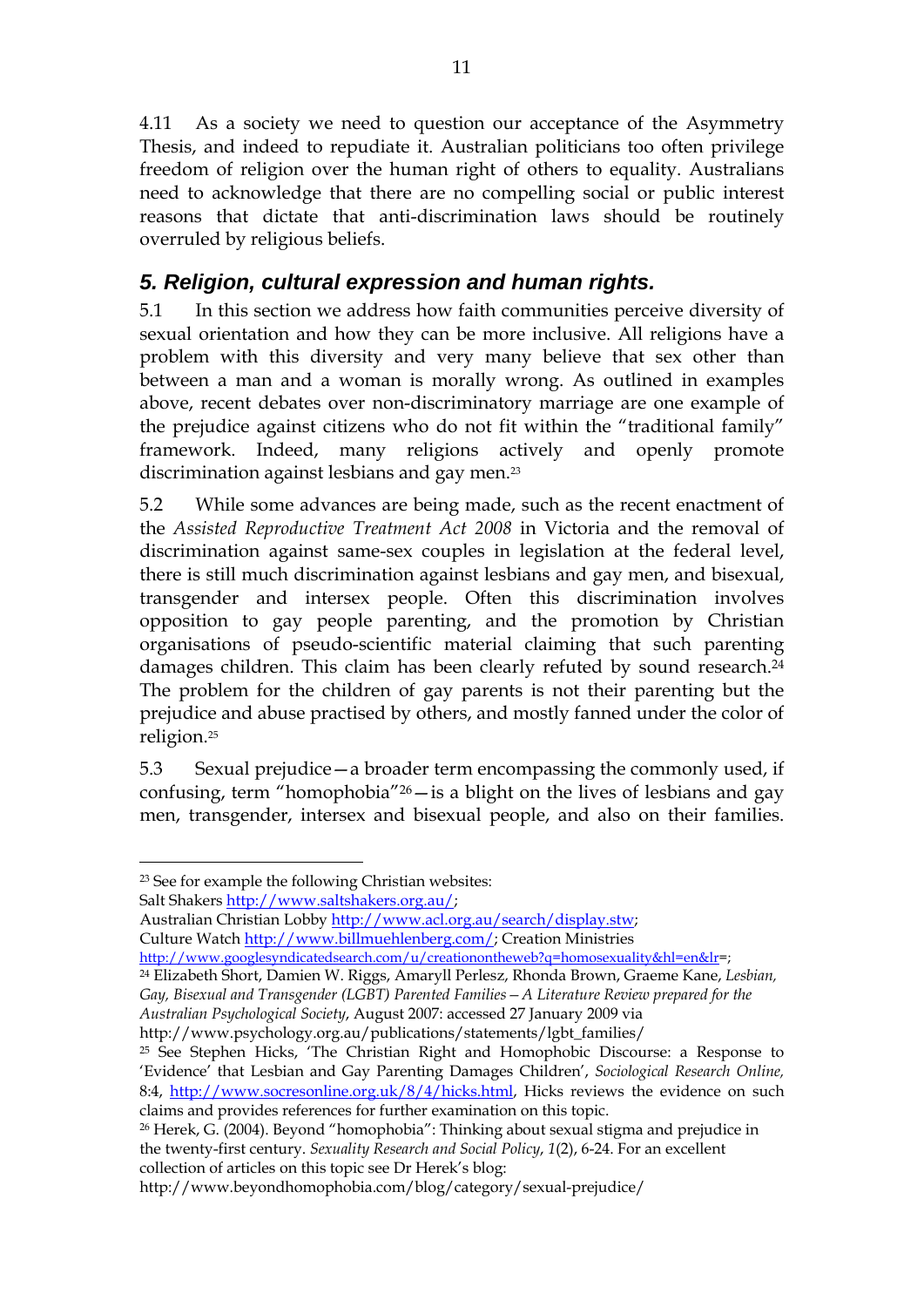4.11 As a society we need to question our acceptance of the Asymmetry Thesis, and indeed to repudiate it. Australian politicians too often privilege freedom of religion over the human right of others to equality. Australians need to acknowledge that there are no compelling social or public interest reasons that dictate that anti-discrimination laws should be routinely overruled by religious beliefs.

## 5. Religion, cultural expression and human rights.

5.1 In this section we address how faith communities perceive diversity of sexual orientation and how they can be more inclusive. All religions have a problem with this diversity and very many believe that sex other than between a man and a woman is morally wrong. As outlined in examples above, recent debates over non-discriminatory marriage are one example of the prejudice against citizens who do not fit within the "traditional family" framework. Indeed, many religions actively and openly promote discrimination against lesbians and gay men.[23]

5.2 While some advances are being made, such as the recent enactment of the *Assisted Reproductive Treatment Act 2008* in Victoria and the removal of discrimination against same-sex couples in legislation at the federal level, there is still much discrimination against lesbians and gay men, and bisexual, transgender and intersex people. Often this discrimination involves opposition to gay people parenting, and the promotion by Christian organisations of pseudo-scientific material claiming that such parenting damages children. This claim has been clearly refuted by sound research.[24] The problem for the children of gay parents is not their parenting but the prejudice and abuse practised by others, and mostly fanned under the color of religion.[25]

5.3 Sexual prejudice—a broader term encompassing the commonly used, if confusing, term "homophobia"[26]—is a blight on the lives of lesbians and gay men, transgender, intersex and bisexual people, and also on their families.

---

[23] See for example the following Christian websites:
Salt Shakers http://www.saltshakers.org.au/;
Australian Christian Lobby http://www.acl.org.au/search/display.stw;
Culture Watch http://www.billmuehlenberg.com/; Creation Ministries
http://www.googlesyndicatedsearch.com/u/creationontheweb?q=homosexuality&hl=en&lr=;

[24] Elizabeth Short, Damien W. Riggs, Amaryll Perlesz, Rhonda Brown, Graeme Kane, *Lesbian, Gay, Bisexual and Transgender (LGBT) Parented Families – A Literature Review prepared for the Australian Psychological Society*, August 2007: accessed 27 January 2009 via http://www.psychology.org.au/publications/statements/lgbt_families/

[25] See Stephen Hicks, 'The Christian Right and Homophobic Discourse: a Response to 'Evidence' that Lesbian and Gay Parenting Damages Children', *Sociological Research Online,* 8:4, http://www.socresonline.org.uk/8/4/hicks.html, Hicks reviews the evidence on such claims and provides references for further examination on this topic.

[26] Herek, G. (2004). Beyond "homophobia": Thinking about sexual stigma and prejudice in the twenty-first century. *Sexuality Research and Social Policy*, *1*(2), 6-24. For an excellent collection of articles on this topic see Dr Herek's blog:
http://www.beyondhomophobia.com/blog/category/sexual-prejudice/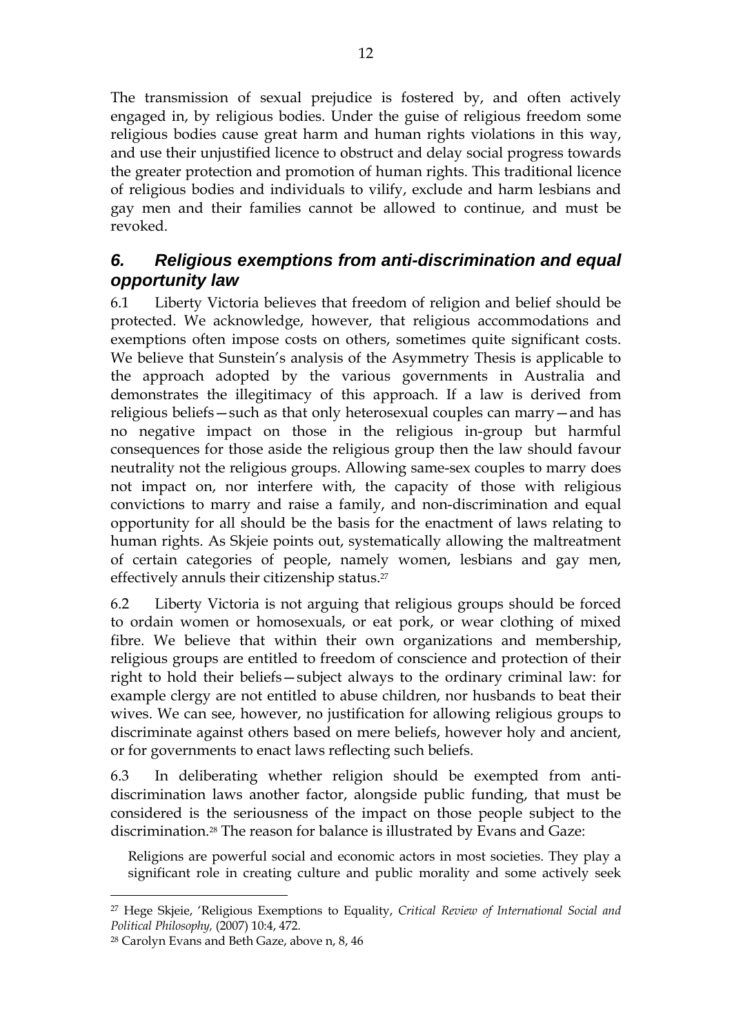The transmission of sexual prejudice is fostered by, and often actively engaged in, by religious bodies. Under the guise of religious freedom some religious bodies cause great harm and human rights violations in this way, and use their unjustified licence to obstruct and delay social progress towards the greater protection and promotion of human rights. This traditional licence of religious bodies and individuals to vilify, exclude and harm lesbians and gay men and their families cannot be allowed to continue, and must be revoked.

## *6. Religious exemptions from anti-discrimination and equal opportunity law*

6.1 Liberty Victoria believes that freedom of religion and belief should be protected. We acknowledge, however, that religious accommodations and exemptions often impose costs on others, sometimes quite significant costs. We believe that Sunstein's analysis of the Asymmetry Thesis is applicable to the approach adopted by the various governments in Australia and demonstrates the illegitimacy of this approach. If a law is derived from religious beliefs—such as that only heterosexual couples can marry—and has no negative impact on those in the religious in-group but harmful consequences for those aside the religious group then the law should favour neutrality not the religious groups. Allowing same-sex couples to marry does not impact on, nor interfere with, the capacity of those with religious convictions to marry and raise a family, and non-discrimination and equal opportunity for all should be the basis for the enactment of laws relating to human rights. As Skjeie points out, systematically allowing the maltreatment of certain categories of people, namely women, lesbians and gay men, effectively annuls their citizenship status.[27]

6.2 Liberty Victoria is not arguing that religious groups should be forced to ordain women or homosexuals, or eat pork, or wear clothing of mixed fibre. We believe that within their own organizations and membership, religious groups are entitled to freedom of conscience and protection of their right to hold their beliefs—subject always to the ordinary criminal law: for example clergy are not entitled to abuse children, nor husbands to beat their wives. We can see, however, no justification for allowing religious groups to discriminate against others based on mere beliefs, however holy and ancient, or for governments to enact laws reflecting such beliefs.

6.3 In deliberating whether religion should be exempted from anti-discrimination laws another factor, alongside public funding, that must be considered is the seriousness of the impact on those people subject to the discrimination.[28] The reason for balance is illustrated by Evans and Gaze:

> Religions are powerful social and economic actors in most societies. They play a significant role in creating culture and public morality and some actively seek

---

[27] Hege Skjeie, 'Religious Exemptions to Equality, *Critical Review of International Social and Political Philosophy,* (2007) 10:4, 472.

[28] Carolyn Evans and Beth Gaze, above n, 8, 46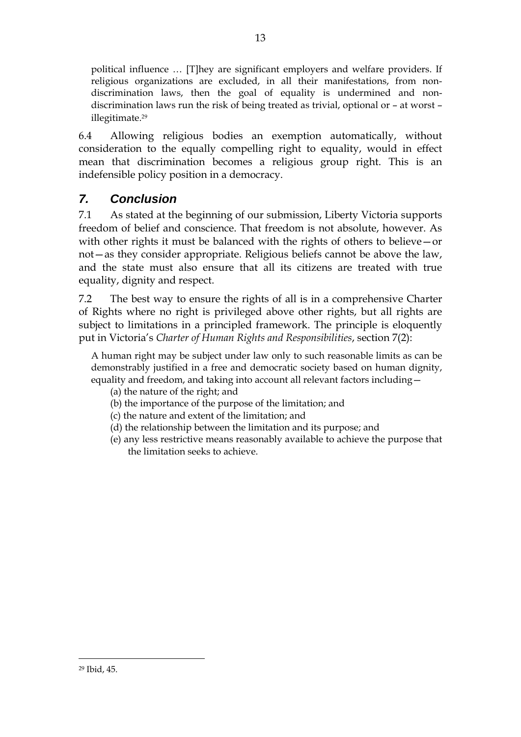> political influence … [T]hey are significant employers and welfare providers. If religious organizations are excluded, in all their manifestations, from non-discrimination laws, then the goal of equality is undermined and non-discrimination laws run the risk of being treated as trivial, optional or – at worst – illegitimate.[29]

6.4 Allowing religious bodies an exemption automatically, without consideration to the equally compelling right to equality, would in effect mean that discrimination becomes a religious group right. This is an indefensible policy position in a democracy.

## *7. Conclusion*

7.1 As stated at the beginning of our submission, Liberty Victoria supports freedom of belief and conscience. That freedom is not absolute, however. As with other rights it must be balanced with the rights of others to believe—or not—as they consider appropriate. Religious beliefs cannot be above the law, and the state must also ensure that all its citizens are treated with true equality, dignity and respect.

7.2 The best way to ensure the rights of all is in a comprehensive Charter of Rights where no right is privileged above other rights, but all rights are subject to limitations in a principled framework. The principle is eloquently put in Victoria's *Charter of Human Rights and Responsibilities*, section 7(2):

> A human right may be subject under law only to such reasonable limits as can be demonstrably justified in a free and democratic society based on human dignity, equality and freedom, and taking into account all relevant factors including—
>
> (a) the nature of the right; and
> (b) the importance of the purpose of the limitation; and
> (c) the nature and extent of the limitation; and
> (d) the relationship between the limitation and its purpose; and
> (e) any less restrictive means reasonably available to achieve the purpose that the limitation seeks to achieve.

---

[29] Ibid, 45.